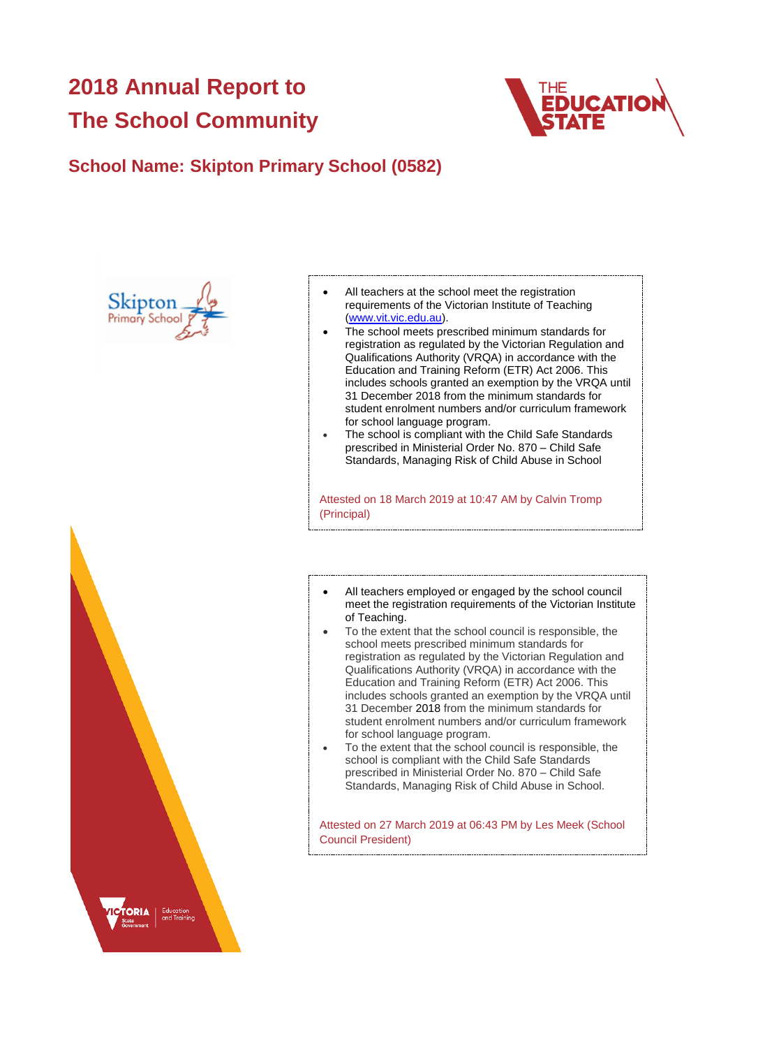# 2018 Annual Report to The School Community

## School Name: Skipton Primary School (0582)

- All teachers at the school meet the registration requirements of the Victorian Institute of Teaching (www.vit.vic.edu.au).
- The school meets prescribed minimum standards for registration as regulated by the Victorian Regulation and Qualifications Authority (VRQA) in accordance with the Education and Training Reform (ETR) Act 2006. This includes schools granted an exemption by the VRQA until 31 December 2018 from the minimum standards for student enrolment numbers and/or curriculum framework for school language program.
- The school is compliant with the Child Safe Standards prescribed in Ministerial Order No. 870 – Child Safe Standards, Managing Risk of Child Abuse in School

Attested on 18 March 2019 at 10:47 AM by Calvin Tromp (Principal)

- All teachers employed or engaged by the school council meet the registration requirements of the Victorian Institute of Teaching.
- To the extent that the school council is responsible, the school meets prescribed minimum standards for registration as regulated by the Victorian Regulation and Qualifications Authority (VRQA) in accordance with the Education and Training Reform (ETR) Act 2006. This includes schools granted an exemption by the VRQA until 31 December 2018 from the minimum standards for student enrolment numbers and/or curriculum framework for school language program.
- To the extent that the school council is responsible, the school is compliant with the Child Safe Standards prescribed in Ministerial Order No. 870 – Child Safe Standards, Managing Risk of Child Abuse in School.

Attested on 27 March 2019 at 06:43 PM by Les Meek (School Council President)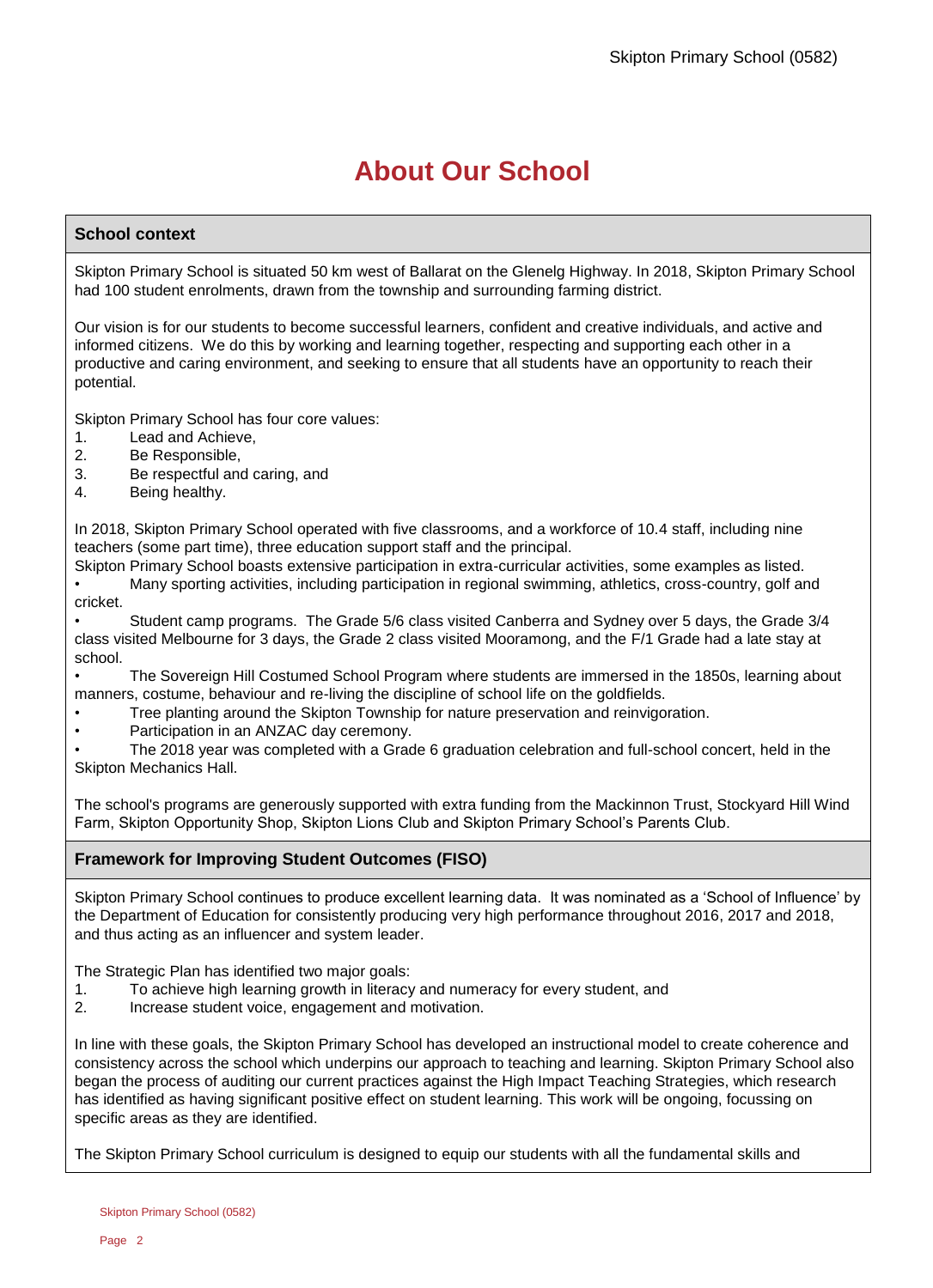# About Our School

## School context

Skipton Primary School is situated 50 km west of Ballarat on the Glenelg Highway. In 2018, Skipton Primary School had 100 student enrolments, drawn from the township and surrounding farming district.

Our vision is for our students to become successful learners, confident and creative individuals, and active and informed citizens. We do this by working and learning together, respecting and supporting each other in a productive and caring environment, and seeking to ensure that all students have an opportunity to reach their potential.

Skipton Primary School has four core values:

1. Lead and Achieve,
2. Be Responsible,
3. Be respectful and caring, and
4. Being healthy.

In 2018, Skipton Primary School operated with five classrooms, and a workforce of 10.4 staff, including nine teachers (some part time), three education support staff and the principal.

Skipton Primary School boasts extensive participation in extra-curricular activities, some examples as listed.

- Many sporting activities, including participation in regional swimming, athletics, cross-country, golf and cricket.
- Student camp programs. The Grade 5/6 class visited Canberra and Sydney over 5 days, the Grade 3/4 class visited Melbourne for 3 days, the Grade 2 class visited Mooramong, and the F/1 Grade had a late stay at school.
- The Sovereign Hill Costumed School Program where students are immersed in the 1850s, learning about manners, costume, behaviour and re-living the discipline of school life on the goldfields.
- Tree planting around the Skipton Township for nature preservation and reinvigoration.
- Participation in an ANZAC day ceremony.
- The 2018 year was completed with a Grade 6 graduation celebration and full-school concert, held in the Skipton Mechanics Hall.

The school's programs are generously supported with extra funding from the Mackinnon Trust, Stockyard Hill Wind Farm, Skipton Opportunity Shop, Skipton Lions Club and Skipton Primary School's Parents Club.

## Framework for Improving Student Outcomes (FISO)

Skipton Primary School continues to produce excellent learning data. It was nominated as a 'School of Influence' by the Department of Education for consistently producing very high performance throughout 2016, 2017 and 2018, and thus acting as an influencer and system leader.

The Strategic Plan has identified two major goals:

1. To achieve high learning growth in literacy and numeracy for every student, and
2. Increase student voice, engagement and motivation.

In line with these goals, the Skipton Primary School has developed an instructional model to create coherence and consistency across the school which underpins our approach to teaching and learning. Skipton Primary School also began the process of auditing our current practices against the High Impact Teaching Strategies, which research has identified as having significant positive effect on student learning. This work will be ongoing, focussing on specific areas as they are identified.

The Skipton Primary School curriculum is designed to equip our students with all the fundamental skills and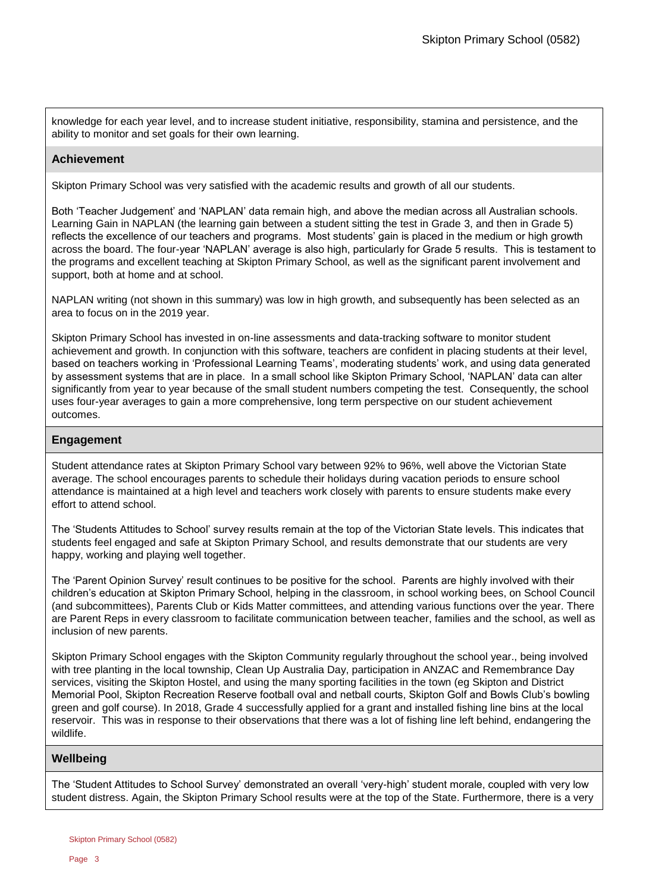knowledge for each year level, and to increase student initiative, responsibility, stamina and persistence, and the ability to monitor and set goals for their own learning.

## Achievement

Skipton Primary School was very satisfied with the academic results and growth of all our students.

Both 'Teacher Judgement' and 'NAPLAN' data remain high, and above the median across all Australian schools. Learning Gain in NAPLAN (the learning gain between a student sitting the test in Grade 3, and then in Grade 5) reflects the excellence of our teachers and programs. Most students' gain is placed in the medium or high growth across the board. The four-year 'NAPLAN' average is also high, particularly for Grade 5 results. This is testament to the programs and excellent teaching at Skipton Primary School, as well as the significant parent involvement and support, both at home and at school.

NAPLAN writing (not shown in this summary) was low in high growth, and subsequently has been selected as an area to focus on in the 2019 year.

Skipton Primary School has invested in on-line assessments and data-tracking software to monitor student achievement and growth. In conjunction with this software, teachers are confident in placing students at their level, based on teachers working in 'Professional Learning Teams', moderating students' work, and using data generated by assessment systems that are in place. In a small school like Skipton Primary School, 'NAPLAN' data can alter significantly from year to year because of the small student numbers competing the test. Consequently, the school uses four-year averages to gain a more comprehensive, long term perspective on our student achievement outcomes.

## Engagement

Student attendance rates at Skipton Primary School vary between 92% to 96%, well above the Victorian State average. The school encourages parents to schedule their holidays during vacation periods to ensure school attendance is maintained at a high level and teachers work closely with parents to ensure students make every effort to attend school.

The 'Students Attitudes to School' survey results remain at the top of the Victorian State levels. This indicates that students feel engaged and safe at Skipton Primary School, and results demonstrate that our students are very happy, working and playing well together.

The 'Parent Opinion Survey' result continues to be positive for the school. Parents are highly involved with their children's education at Skipton Primary School, helping in the classroom, in school working bees, on School Council (and subcommittees), Parents Club or Kids Matter committees, and attending various functions over the year. There are Parent Reps in every classroom to facilitate communication between teacher, families and the school, as well as inclusion of new parents.

Skipton Primary School engages with the Skipton Community regularly throughout the school year., being involved with tree planting in the local township, Clean Up Australia Day, participation in ANZAC and Remembrance Day services, visiting the Skipton Hostel, and using the many sporting facilities in the town (eg Skipton and District Memorial Pool, Skipton Recreation Reserve football oval and netball courts, Skipton Golf and Bowls Club's bowling green and golf course). In 2018, Grade 4 successfully applied for a grant and installed fishing line bins at the local reservoir. This was in response to their observations that there was a lot of fishing line left behind, endangering the wildlife.

## Wellbeing

The 'Student Attitudes to School Survey' demonstrated an overall 'very-high' student morale, coupled with very low student distress. Again, the Skipton Primary School results were at the top of the State. Furthermore, there is a very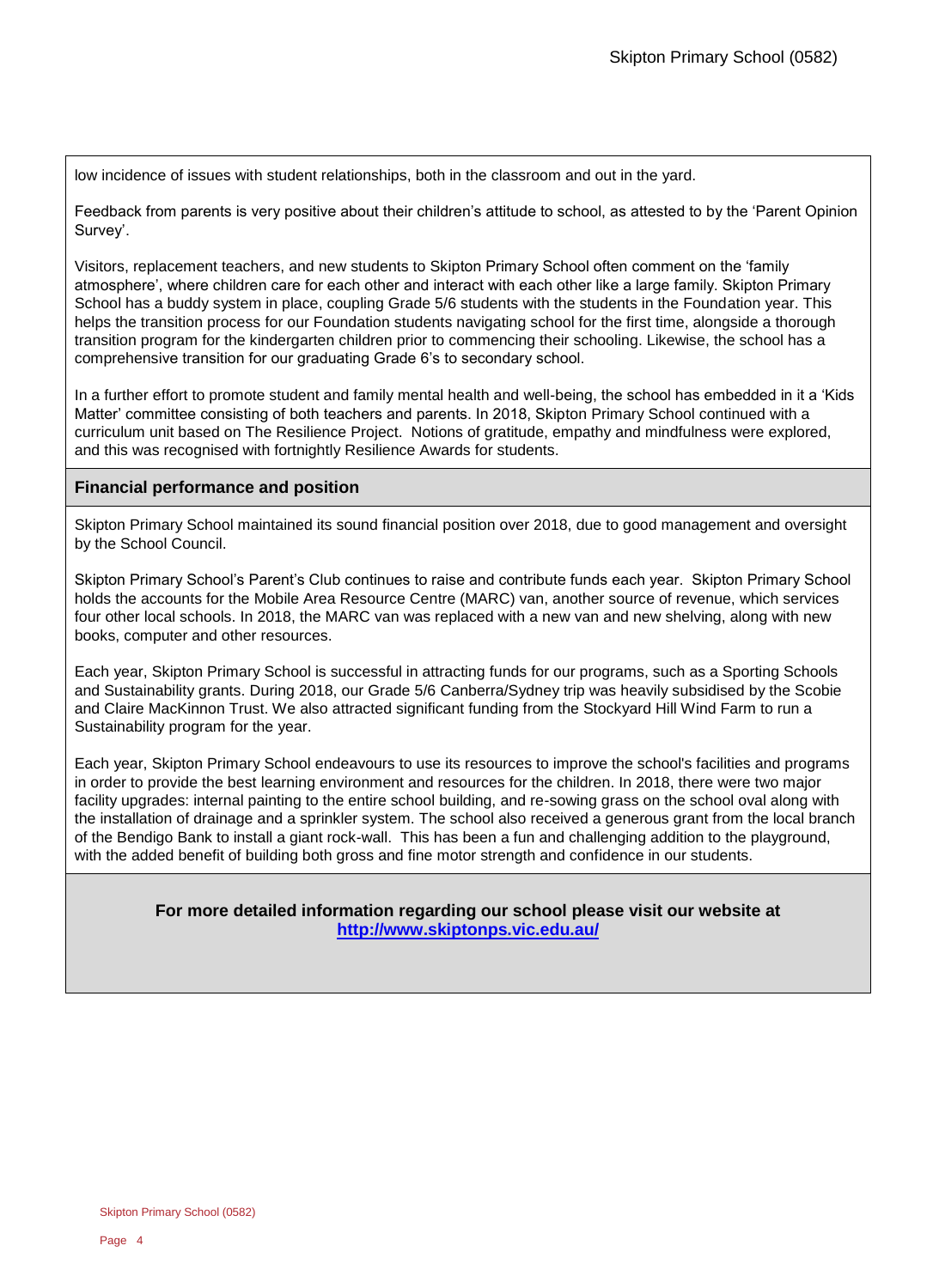low incidence of issues with student relationships, both in the classroom and out in the yard.

Feedback from parents is very positive about their children's attitude to school, as attested to by the 'Parent Opinion Survey'.

Visitors, replacement teachers, and new students to Skipton Primary School often comment on the 'family atmosphere', where children care for each other and interact with each other like a large family. Skipton Primary School has a buddy system in place, coupling Grade 5/6 students with the students in the Foundation year. This helps the transition process for our Foundation students navigating school for the first time, alongside a thorough transition program for the kindergarten children prior to commencing their schooling. Likewise, the school has a comprehensive transition for our graduating Grade 6's to secondary school.

In a further effort to promote student and family mental health and well-being, the school has embedded in it a 'Kids Matter' committee consisting of both teachers and parents. In 2018, Skipton Primary School continued with a curriculum unit based on The Resilience Project. Notions of gratitude, empathy and mindfulness were explored, and this was recognised with fortnightly Resilience Awards for students.

## Financial performance and position

Skipton Primary School maintained its sound financial position over 2018, due to good management and oversight by the School Council.

Skipton Primary School's Parent's Club continues to raise and contribute funds each year. Skipton Primary School holds the accounts for the Mobile Area Resource Centre (MARC) van, another source of revenue, which services four other local schools. In 2018, the MARC van was replaced with a new van and new shelving, along with new books, computer and other resources.

Each year, Skipton Primary School is successful in attracting funds for our programs, such as a Sporting Schools and Sustainability grants. During 2018, our Grade 5/6 Canberra/Sydney trip was heavily subsidised by the Scobie and Claire MacKinnon Trust. We also attracted significant funding from the Stockyard Hill Wind Farm to run a Sustainability program for the year.

Each year, Skipton Primary School endeavours to use its resources to improve the school's facilities and programs in order to provide the best learning environment and resources for the children. In 2018, there were two major facility upgrades: internal painting to the entire school building, and re-sowing grass on the school oval along with the installation of drainage and a sprinkler system. The school also received a generous grant from the local branch of the Bendigo Bank to install a giant rock-wall. This has been a fun and challenging addition to the playground, with the added benefit of building both gross and fine motor strength and confidence in our students.

**For more detailed information regarding our school please visit our website at [http://www.skiptonps.vic.edu.au/](http://www.skiptonps.vic.edu.au/)**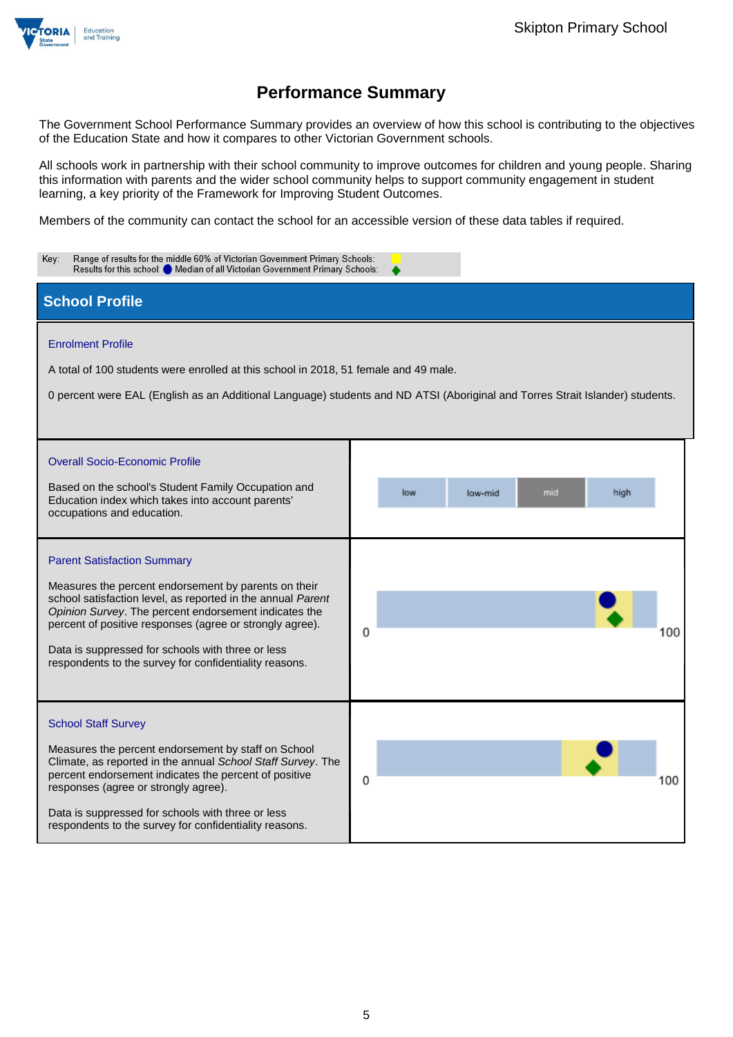# Performance Summary

The Government School Performance Summary provides an overview of how this school is contributing to the objectives of the Education State and how it compares to other Victorian Government schools.

All schools work in partnership with their school community to improve outcomes for children and young people. Sharing this information with parents and the wider school community helps to support community engagement in student learning, a key priority of the Framework for Improving Student Outcomes.

Members of the community can contact the school for an accessible version of these data tables if required.

Key: Range of results for the middle 60% of Victorian Government Primary Schools:
Results for this school: Median of all Victorian Government Primary Schools:

## School Profile

### Enrolment Profile

A total of 100 students were enrolled at this school in 2018, 51 female and 49 male.

0 percent were EAL (English as an Additional Language) students and ND ATSI (Aboriginal and Torres Strait Islander) students.

### Overall Socio-Economic Profile

Based on the school's Student Family Occupation and Education index which takes into account parents' occupations and education.

low
low-mid
mid
high

### Parent Satisfaction Summary

Measures the percent endorsement by parents on their school satisfaction level, as reported in the annual *Parent Opinion Survey*. The percent endorsement indicates the percent of positive responses (agree or strongly agree).

Data is suppressed for schools with three or less respondents to the survey for confidentiality reasons.

0
100

### School Staff Survey

Measures the percent endorsement by staff on School Climate, as reported in the annual *School Staff Survey*. The percent endorsement indicates the percent of positive responses (agree or strongly agree).

Data is suppressed for schools with three or less respondents to the survey for confidentiality reasons.

0
100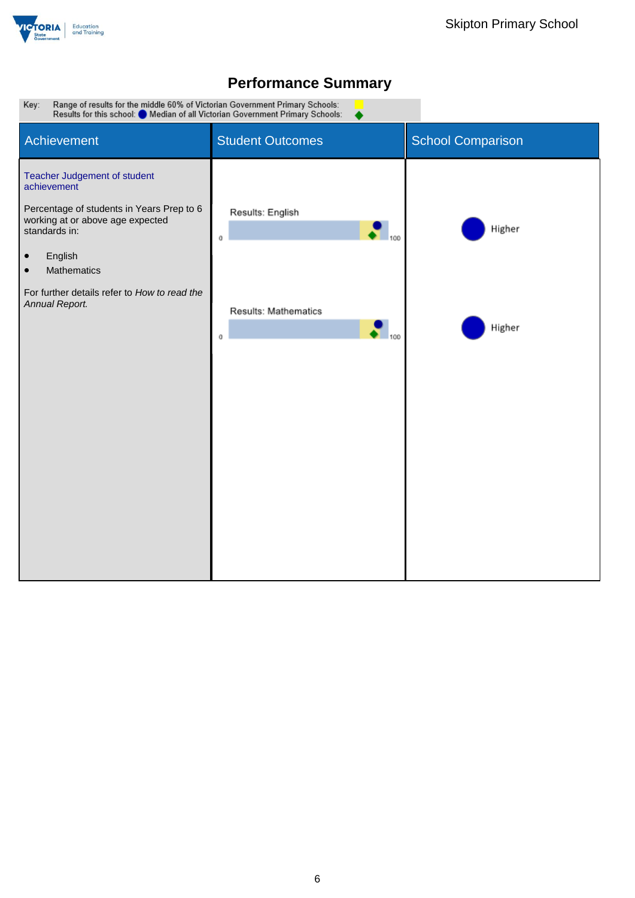# Performance Summary

Key: Range of results for the middle 60% of Victorian Government Primary Schools:
Results for this school: Median of all Victorian Government Primary Schools:

| Achievement | Student Outcomes | School Comparison |
|---|---|---|
| Teacher Judgement of student achievement<br><br>Percentage of students in Years Prep to 6 working at or above age expected standards in:<br><br>• English<br>• Mathematics<br><br>For further details refer to *How to read the Annual Report.* | Results: English<br>0 100<br><br>Results: Mathematics<br>0 100 | Higher<br><br>Higher |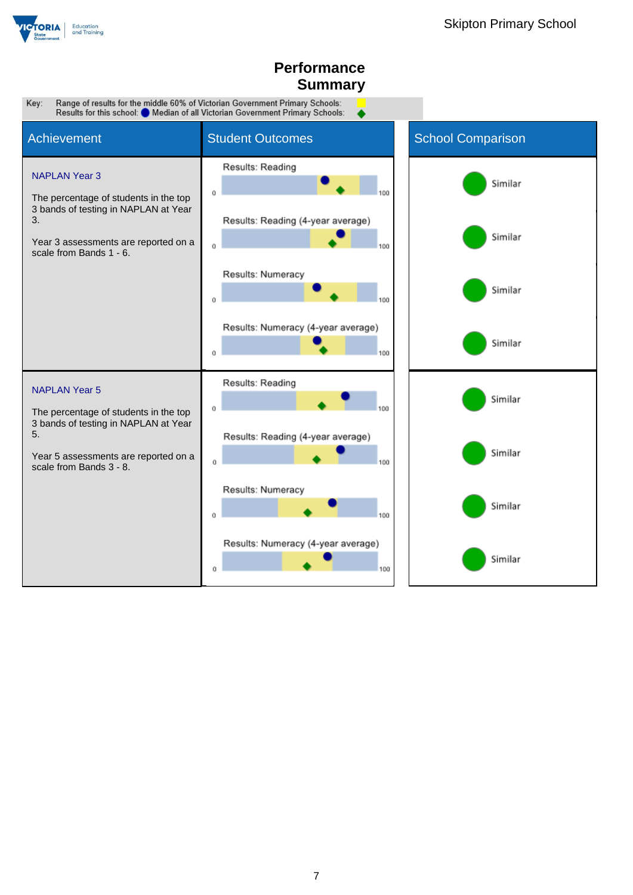# Performance Summary

Key: Range of results for the middle 60% of Victorian Government Primary Schools:
Results for this school: Median of all Victorian Government Primary Schools:

| Achievement | Student Outcomes | School Comparison |
|---|---|---|
| **NAPLAN Year 3**<br><br>The percentage of students in the top 3 bands of testing in NAPLAN at Year 3.<br><br>Year 3 assessments are reported on a scale from Bands 1 - 6. | Results: Reading<br>0 100 | Similar |
| | Results: Reading (4-year average)<br>0 100 | Similar |
| | Results: Numeracy<br>0 100 | Similar |
| | Results: Numeracy (4-year average)<br>0 100 | Similar |
| **NAPLAN Year 5**<br><br>The percentage of students in the top 3 bands of testing in NAPLAN at Year 5.<br><br>Year 5 assessments are reported on a scale from Bands 3 - 8. | Results: Reading<br>0 100 | Similar |
| | Results: Reading (4-year average)<br>0 100 | Similar |
| | Results: Numeracy<br>0 100 | Similar |
| | Results: Numeracy (4-year average)<br>0 100 | Similar |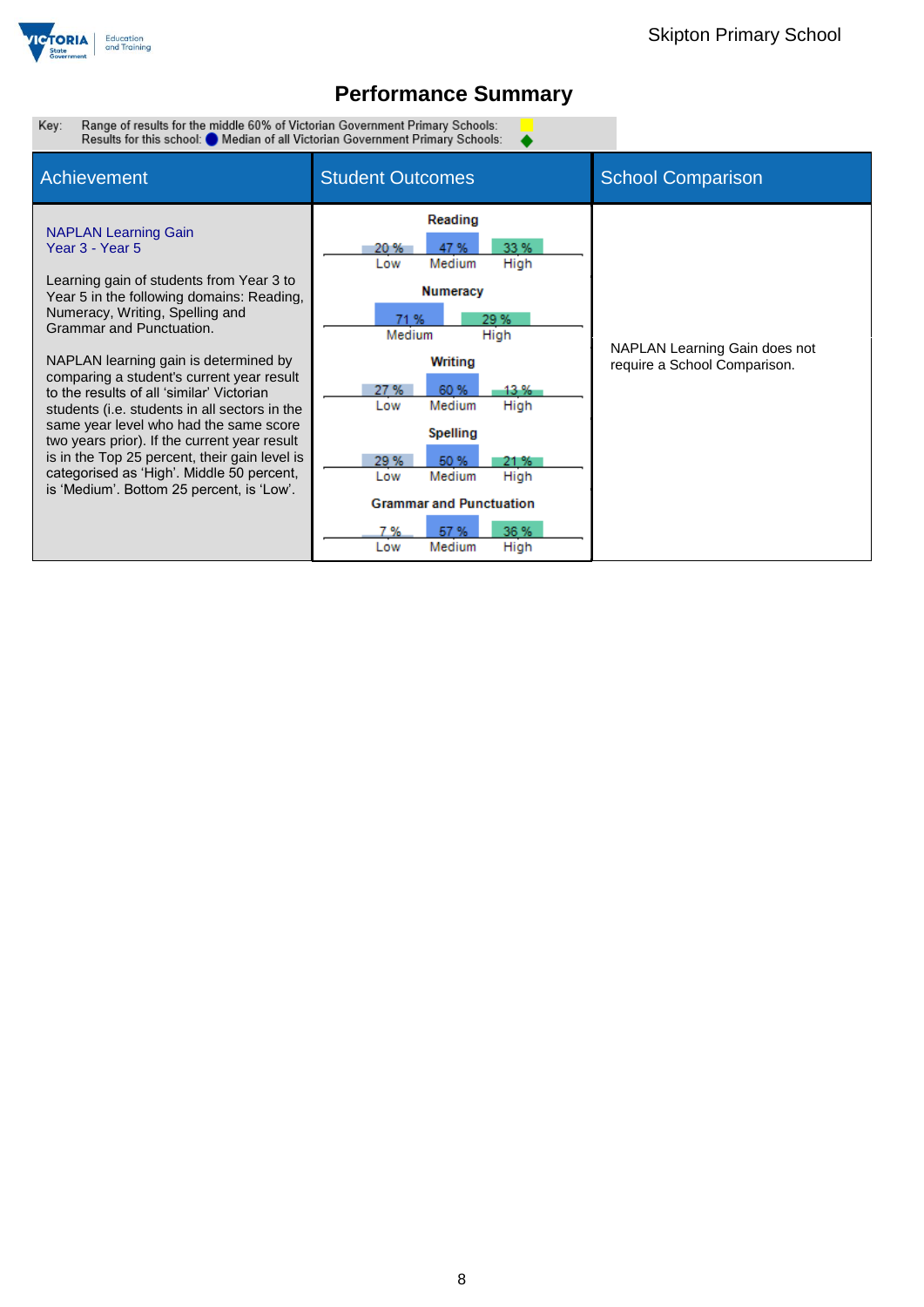# Performance Summary

Key: Range of results for the middle 60% of Victorian Government Primary Schools:
Results for this school: ● Median of all Victorian Government Primary Schools: ◆

| Achievement | Student Outcomes | School Comparison |
|---|---|---|
| **NAPLAN Learning Gain**<br>**Year 3 - Year 5**<br><br>Learning gain of students from Year 3 to Year 5 in the following domains: Reading, Numeracy, Writing, Spelling and Grammar and Punctuation.<br><br>NAPLAN learning gain is determined by comparing a student's current year result to the results of all 'similar' Victorian students (i.e. students in all sectors in the same year level who had the same score two years prior). If the current year result is in the Top 25 percent, their gain level is categorised as 'High'. Middle 50 percent, is 'Medium'. Bottom 25 percent, is 'Low'. | Reading<br>20 % Low, 47 % Medium, 33 % High<br><br>Numeracy<br>71 % Medium, 29 % High<br><br>Writing<br>27 % Low, 60 % Medium, 13 % High<br><br>Spelling<br>29 % Low, 50 % Medium, 21 % High<br><br>Grammar and Punctuation<br>7 % Low, 57 % Medium, 36 % High | NAPLAN Learning Gain does not require a School Comparison. |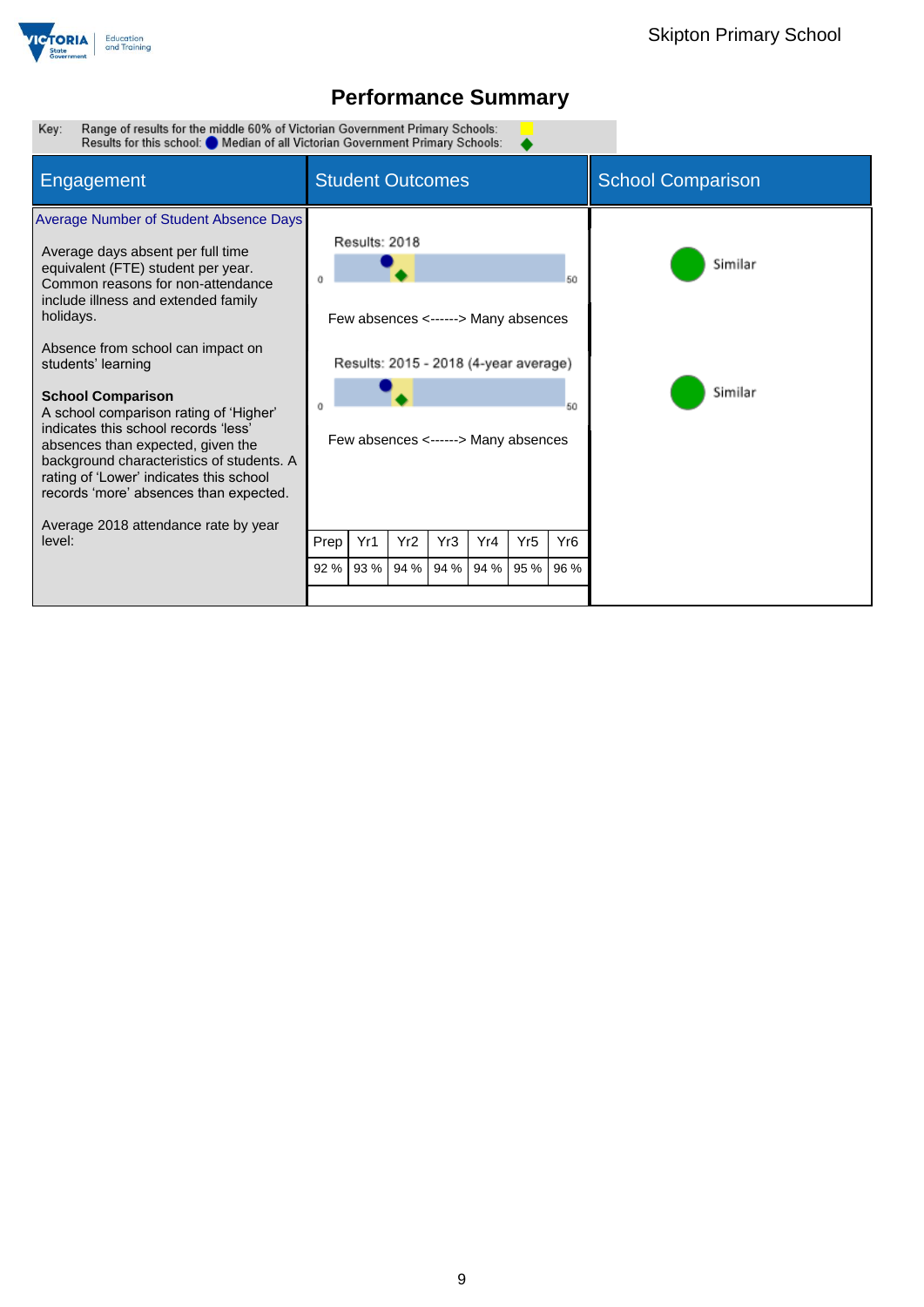# Performance Summary

Key: Range of results for the middle 60% of Victorian Government Primary Schools:
Results for this school: Median of all Victorian Government Primary Schools:

## Engagement | Student Outcomes | School Comparison

### Average Number of Student Absence Days

Average days absent per full time equivalent (FTE) student per year. Common reasons for non-attendance include illness and extended family holidays.

Absence from school can impact on students' learning

**School Comparison**
A school comparison rating of 'Higher' indicates this school records 'less' absences than expected, given the background characteristics of students. A rating of 'Lower' indicates this school records 'more' absences than expected.

Results: 2018

0
50

Few absences <------> Many absences

Similar

Results: 2015 - 2018 (4-year average)

0
50

Few absences <------> Many absences

Similar

Average 2018 attendance rate by year level:

| Prep | Yr1 | Yr2 | Yr3 | Yr4 | Yr5 | Yr6 |
|---|---|---|---|---|---|---|
| 92 % | 93 % | 94 % | 94 % | 94 % | 95 % | 96 % |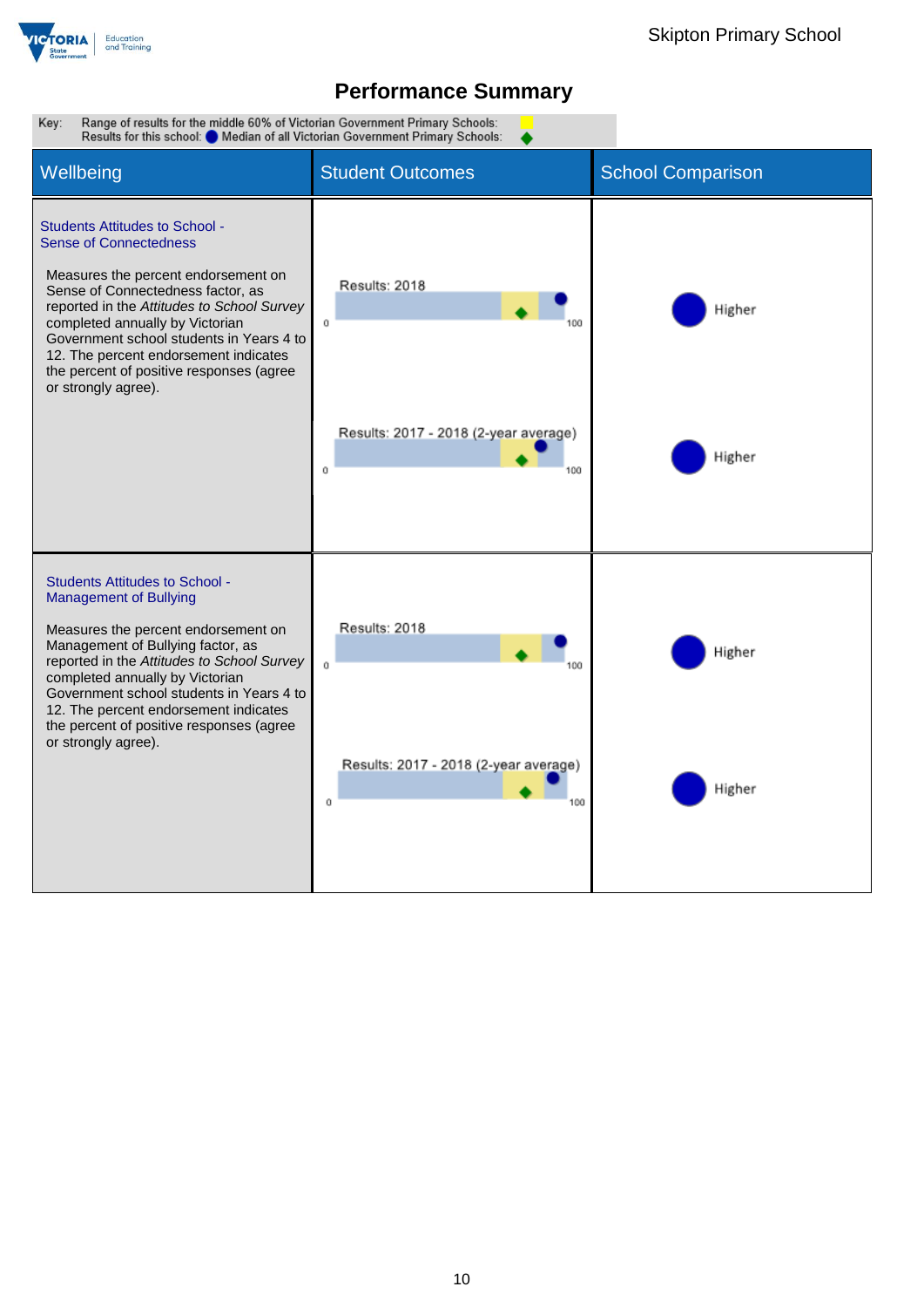# Performance Summary

Key: Range of results for the middle 60% of Victorian Government Primary Schools:
Results for this school: Median of all Victorian Government Primary Schools:

| Wellbeing | Student Outcomes | School Comparison |
|---|---|---|
| Students Attitudes to School - Sense of Connectedness<br><br>Measures the percent endorsement on Sense of Connectedness factor, as reported in the *Attitudes to School Survey* completed annually by Victorian Government school students in Years 4 to 12. The percent endorsement indicates the percent of positive responses (agree or strongly agree). | Results: 2018<br>0 100<br><br>Results: 2017 - 2018 (2-year average)<br>0 100 | Higher<br><br>Higher |
| Students Attitudes to School - Management of Bullying<br><br>Measures the percent endorsement on Management of Bullying factor, as reported in the *Attitudes to School Survey* completed annually by Victorian Government school students in Years 4 to 12. The percent endorsement indicates the percent of positive responses (agree or strongly agree). | Results: 2018<br>0 100<br><br>Results: 2017 - 2018 (2-year average)<br>0 100 | Higher<br><br>Higher |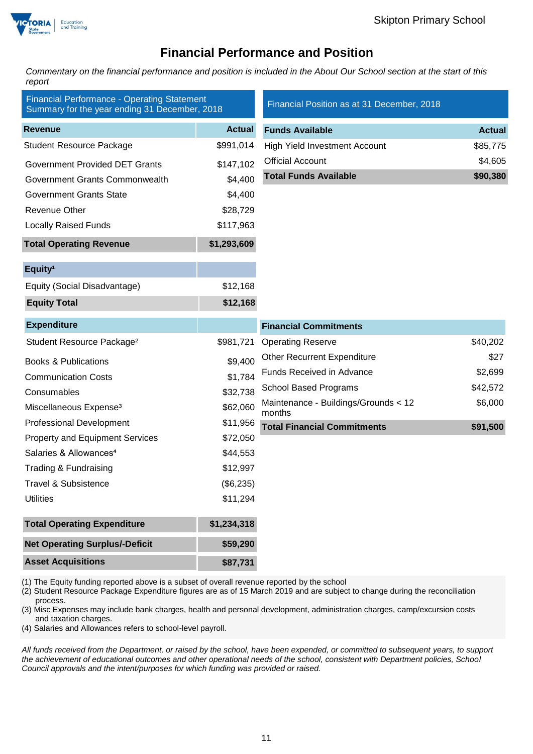# Financial Performance and Position

*Commentary on the financial performance and position is included in the About Our School section at the start of this report*

**Financial Performance - Operating Statement Summary for the year ending 31 December, 2018**

| Revenue | Actual |
|---|---|
| Student Resource Package | $991,014 |
| Government Provided DET Grants | $147,102 |
| Government Grants Commonwealth | $4,400 |
| Government Grants State | $4,400 |
| Revenue Other | $28,729 |
| Locally Raised Funds | $117,963 |
| **Total Operating Revenue** | **$1,293,609** |

| Equity[1] | |
|---|---|
| Equity (Social Disadvantage) | $12,168 |
| **Equity Total** | **$12,168** |

| Expenditure | |
|---|---|
| Student Resource Package[2] | $981,721 |
| Books & Publications | $9,400 |
| Communication Costs | $1,784 |
| Consumables | $32,738 |
| Miscellaneous Expense[3] | $62,060 |
| Professional Development | $11,956 |
| Property and Equipment Services | $72,050 |
| Salaries & Allowances[4] | $44,553 |
| Trading & Fundraising | $12,997 |
| Travel & Subsistence | ($6,235) |
| Utilities | $11,294 |
| **Total Operating Expenditure** | **$1,234,318** |
| **Net Operating Surplus/-Deficit** | **$59,290** |
| **Asset Acquisitions** | **$87,731** |

**Financial Position as at 31 December, 2018**

| Funds Available | Actual |
|---|---|
| High Yield Investment Account | $85,775 |
| Official Account | $4,605 |
| **Total Funds Available** | **$90,380** |

| Financial Commitments | |
|---|---|
| Operating Reserve | $40,202 |
| Other Recurrent Expenditure | $27 |
| Funds Received in Advance | $2,699 |
| School Based Programs | $42,572 |
| Maintenance - Buildings/Grounds < 12 months | $6,000 |
| **Total Financial Commitments** | **$91,500** |

(1) The Equity funding reported above is a subset of overall revenue reported by the school
(2) Student Resource Package Expenditure figures are as of 15 March 2019 and are subject to change during the reconciliation process.
(3) Misc Expenses may include bank charges, health and personal development, administration charges, camp/excursion costs and taxation charges.
(4) Salaries and Allowances refers to school-level payroll.

*All funds received from the Department, or raised by the school, have been expended, or committed to subsequent years, to support the achievement of educational outcomes and other operational needs of the school, consistent with Department policies, School Council approvals and the intent/purposes for which funding was provided or raised.*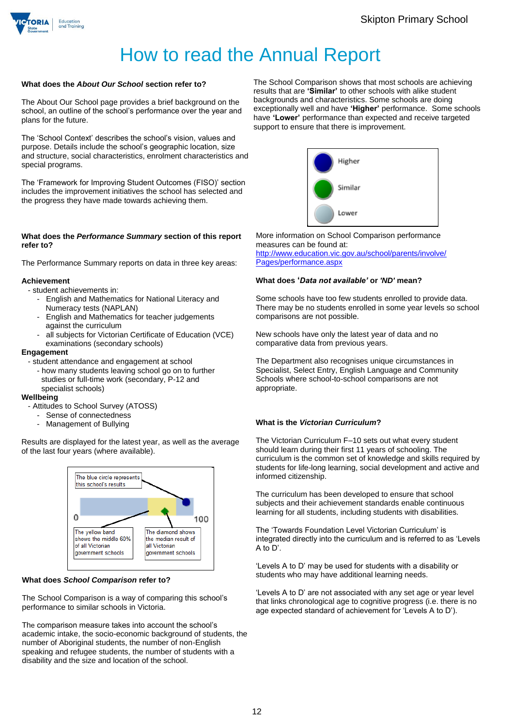# How to read the Annual Report

### What does the *About Our School* section refer to?

The About Our School page provides a brief background on the school, an outline of the school's performance over the year and plans for the future.

The 'School Context' describes the school's vision, values and purpose. Details include the school's geographic location, size and structure, social characteristics, enrolment characteristics and special programs.

The 'Framework for Improving Student Outcomes (FISO)' section includes the improvement initiatives the school has selected and the progress they have made towards achieving them.

### What does the *Performance Summary* section of this report refer to?

The Performance Summary reports on data in three key areas:

**Achievement**
- student achievements in:
  - English and Mathematics for National Literacy and Numeracy tests (NAPLAN)
  - English and Mathematics for teacher judgements against the curriculum
  - all subjects for Victorian Certificate of Education (VCE) examinations (secondary schools)

**Engagement**
- student attendance and engagement at school
  - how many students leaving school go on to further studies or full-time work (secondary, P-12 and specialist schools)

**Wellbeing**
- Attitudes to School Survey (ATOSS)
  - Sense of connectedness
  - Management of Bullying

Results are displayed for the latest year, as well as the average of the last four years (where available).

The blue circle represents this school's results
0
100
The yellow band shows the middle 60% of all Victorian government schools
The diamond shows the median result of all Victorian government schools

### What does *School Comparison* refer to?

The School Comparison is a way of comparing this school's performance to similar schools in Victoria.

The comparison measure takes into account the school's academic intake, the socio-economic background of students, the number of Aboriginal students, the number of non-English speaking and refugee students, the number of students with a disability and the size and location of the school.

The School Comparison shows that most schools are achieving results that are **'Similar'** to other schools with alike student backgrounds and characteristics. Some schools are doing exceptionally well and have **'Higher'** performance. Some schools have **'Lower'** performance than expected and receive targeted support to ensure that there is improvement.

Higher
Similar
Lower

More information on School Comparison performance measures can be found at:
[http://www.education.vic.gov.au/school/parents/involve/Pages/performance.aspx](http://www.education.vic.gov.au/school/parents/involve/Pages/performance.aspx)

### What does '*Data not available*' or *'ND'* mean?

Some schools have too few students enrolled to provide data. There may be no students enrolled in some year levels so school comparisons are not possible.

New schools have only the latest year of data and no comparative data from previous years.

The Department also recognises unique circumstances in Specialist, Select Entry, English Language and Community Schools where school-to-school comparisons are not appropriate.

### What is the *Victorian Curriculum*?

The Victorian Curriculum F–10 sets out what every student should learn during their first 11 years of schooling. The curriculum is the common set of knowledge and skills required by students for life-long learning, social development and active and informed citizenship.

The curriculum has been developed to ensure that school subjects and their achievement standards enable continuous learning for all students, including students with disabilities.

The 'Towards Foundation Level Victorian Curriculum' is integrated directly into the curriculum and is referred to as 'Levels A to D'.

'Levels A to D' may be used for students with a disability or students who may have additional learning needs.

'Levels A to D' are not associated with any set age or year level that links chronological age to cognitive progress (i.e. there is no age expected standard of achievement for 'Levels A to D').